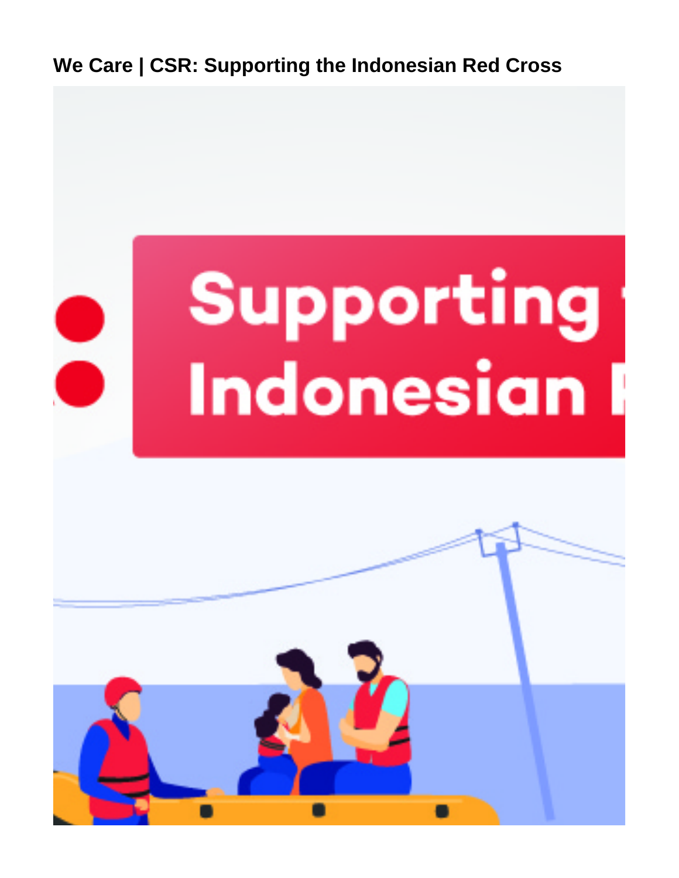# We Care | CSR: Supporting the Indonesian Red Cross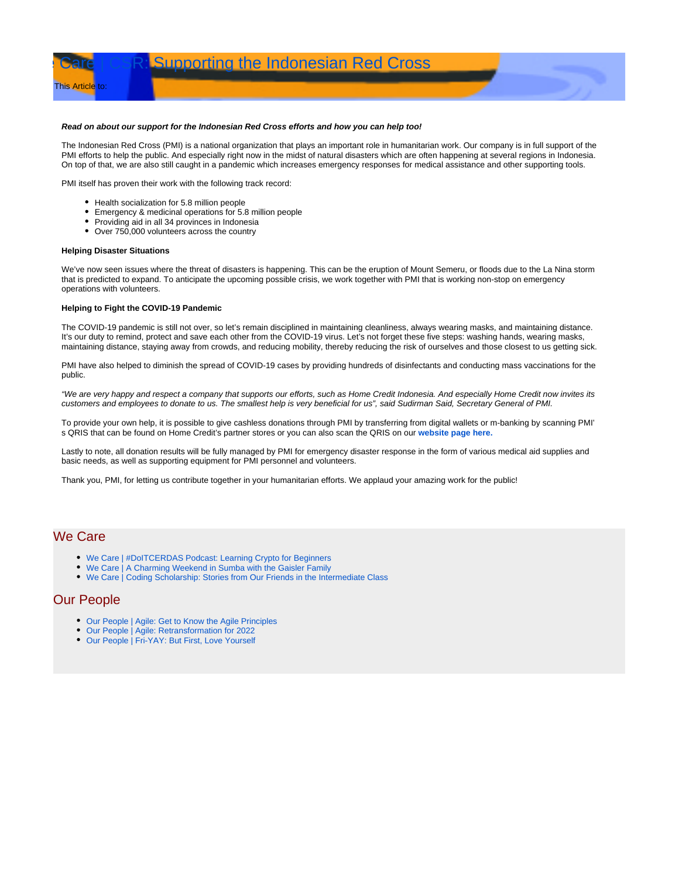# We Care | CSR: Supporting the Indonesian Red Cross

This Article to:

***Read on about our support for the Indonesian Red Cross efforts and how you can help too!***

The Indonesian Red Cross (PMI) is a national organization that plays an important role in humanitarian work. Our company is in full support of the PMI efforts to help the public. And especially right now in the midst of natural disasters which are often happening at several regions in Indonesia. On top of that, we are also still caught in a pandemic which increases emergency responses for medical assistance and other supporting tools.

PMI itself has proven their work with the following track record:

- Health socialization for 5.8 million people
- Emergency & medicinal operations for 5.8 million people
- Providing aid in all 34 provinces in Indonesia
- Over 750,000 volunteers across the country

**Helping Disaster Situations**

We've now seen issues where the threat of disasters is happening. This can be the eruption of Mount Semeru, or floods due to the La Nina storm that is predicted to expand. To anticipate the upcoming possible crisis, we work together with PMI that is working non-stop on emergency operations with volunteers.

**Helping to Fight the COVID-19 Pandemic**

The COVID-19 pandemic is still not over, so let's remain disciplined in maintaining cleanliness, always wearing masks, and maintaining distance. It's our duty to remind, protect and save each other from the COVID-19 virus. Let's not forget these five steps: washing hands, wearing masks, maintaining distance, staying away from crowds, and reducing mobility, thereby reducing the risk of ourselves and those closest to us getting sick.

PMI have also helped to diminish the spread of COVID-19 cases by providing hundreds of disinfectants and conducting mass vaccinations for the public.

*"We are very happy and respect a company that supports our efforts, such as Home Credit Indonesia. And especially Home Credit now invites its customers and employees to donate to us. The smallest help is very beneficial for us", said Sudirman Said, Secretary General of PMI.*

To provide your own help, it is possible to give cashless donations through PMI by transferring from digital wallets or m-banking by scanning PMI's QRIS that can be found on Home Credit's partner stores or you can also scan the QRIS on our **website page here.**

Lastly to note, all donation results will be fully managed by PMI for emergency disaster response in the form of various medical aid supplies and basic needs, as well as supporting equipment for PMI personnel and volunteers.

Thank you, PMI, for letting us contribute together in your humanitarian efforts. We applaud your amazing work for the public!

## We Care

- We Care | #DoITCERDAS Podcast: Learning Crypto for Beginners
- We Care | A Charming Weekend in Sumba with the Gaisler Family
- We Care | Coding Scholarship: Stories from Our Friends in the Intermediate Class

## Our People

- Our People | Agile: Get to Know the Agile Principles
- Our People | Agile: Retransformation for 2022
- Our People | Fri-YAY: But First, Love Yourself